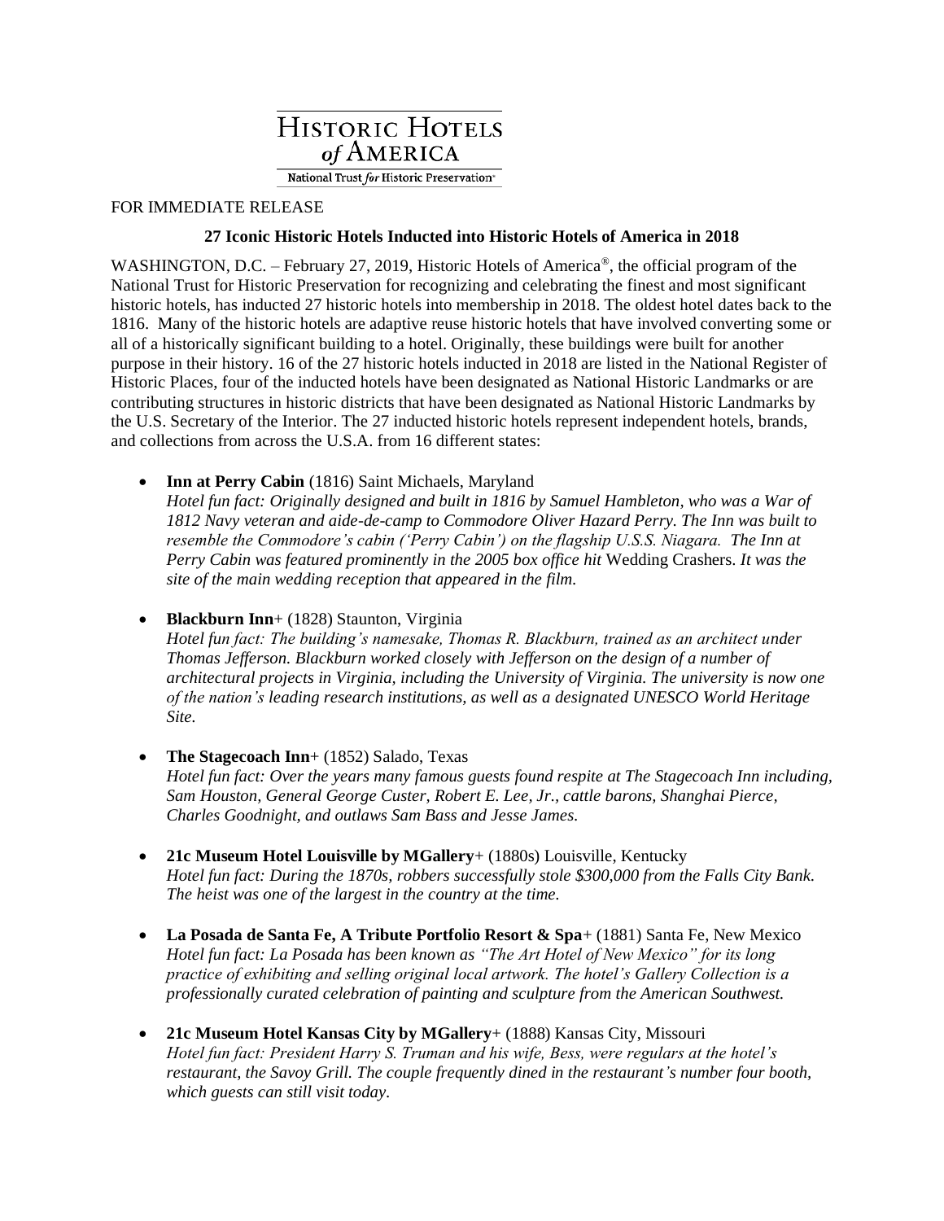HISTORIC HOTELS of AMERICA

National Trust *for* Historic Preservation®

FOR IMMEDIATE RELEASE

**27 Iconic Historic Hotels Inducted into Historic Hotels of America in 2018**

WASHINGTON, D.C. – February 27, 2019, Historic Hotels of America®, the official program of the National Trust for Historic Preservation for recognizing and celebrating the finest and most significant historic hotels, has inducted 27 historic hotels into membership in 2018. The oldest hotel dates back to the 1816. Many of the historic hotels are adaptive reuse historic hotels that have involved converting some or all of a historically significant building to a hotel. Originally, these buildings were built for another purpose in their history. 16 of the 27 historic hotels inducted in 2018 are listed in the National Register of Historic Places, four of the inducted hotels have been designated as National Historic Landmarks or are contributing structures in historic districts that have been designated as National Historic Landmarks by the U.S. Secretary of the Interior. The 27 inducted historic hotels represent independent hotels, brands, and collections from across the U.S.A. from 16 different states:

- **Inn at Perry Cabin** (1816) Saint Michaels, Maryland
  *Hotel fun fact: Originally designed and built in 1816 by Samuel Hambleton, who was a War of 1812 Navy veteran and aide-de-camp to Commodore Oliver Hazard Perry. The Inn was built to resemble the Commodore's cabin ('Perry Cabin') on the flagship U.S.S. Niagara. The Inn at Perry Cabin was featured prominently in the 2005 box office hit* Wedding Crashers. *It was the site of the main wedding reception that appeared in the film.*

- **Blackburn Inn**+ (1828) Staunton, Virginia
  *Hotel fun fact: The building's namesake, Thomas R. Blackburn, trained as an architect under Thomas Jefferson. Blackburn worked closely with Jefferson on the design of a number of architectural projects in Virginia, including the University of Virginia. The university is now one of the nation's leading research institutions, as well as a designated UNESCO World Heritage Site.*

- **The Stagecoach Inn**+ (1852) Salado, Texas
  *Hotel fun fact: Over the years many famous guests found respite at The Stagecoach Inn including, Sam Houston, General George Custer, Robert E. Lee, Jr., cattle barons, Shanghai Pierce, Charles Goodnight, and outlaws Sam Bass and Jesse James.*

- **21c Museum Hotel Louisville by MGallery**+ (1880s) Louisville, Kentucky
  *Hotel fun fact: During the 1870s, robbers successfully stole $300,000 from the Falls City Bank. The heist was one of the largest in the country at the time.*

- **La Posada de Santa Fe, A Tribute Portfolio Resort & Spa**+ (1881) Santa Fe, New Mexico
  *Hotel fun fact: La Posada has been known as "The Art Hotel of New Mexico" for its long practice of exhibiting and selling original local artwork. The hotel's Gallery Collection is a professionally curated celebration of painting and sculpture from the American Southwest.*

- **21c Museum Hotel Kansas City by MGallery**+ (1888) Kansas City, Missouri
  *Hotel fun fact: President Harry S. Truman and his wife, Bess, were regulars at the hotel's restaurant, the Savoy Grill. The couple frequently dined in the restaurant's number four booth, which guests can still visit today.*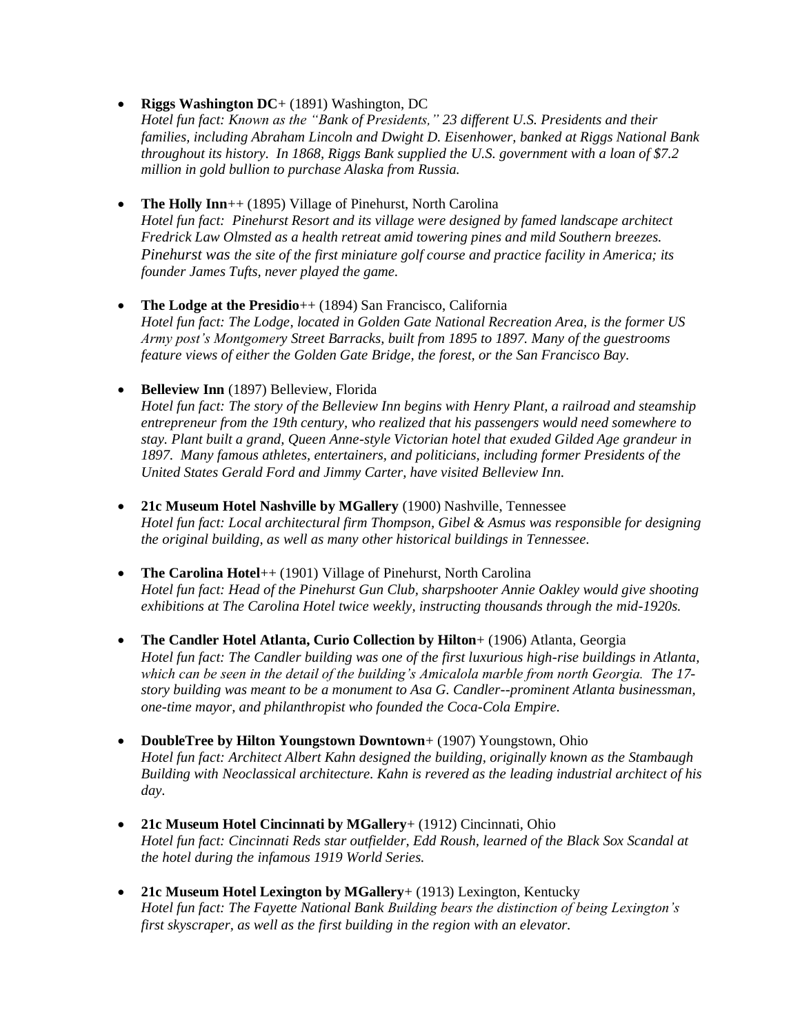- **Riggs Washington DC**+ (1891) Washington, DC
  *Hotel fun fact: Known as the "Bank of Presidents," 23 different U.S. Presidents and their families, including Abraham Lincoln and Dwight D. Eisenhower, banked at Riggs National Bank throughout its history. In 1868, Riggs Bank supplied the U.S. government with a loan of $7.2 million in gold bullion to purchase Alaska from Russia.*

- **The Holly Inn**++ (1895) Village of Pinehurst, North Carolina
  *Hotel fun fact: Pinehurst Resort and its village were designed by famed landscape architect Fredrick Law Olmsted as a health retreat amid towering pines and mild Southern breezes. Pinehurst was the site of the first miniature golf course and practice facility in America; its founder James Tufts, never played the game.*

- **The Lodge at the Presidio**++ (1894) San Francisco, California
  *Hotel fun fact: The Lodge, located in Golden Gate National Recreation Area, is the former US Army post's Montgomery Street Barracks, built from 1895 to 1897. Many of the guestrooms feature views of either the Golden Gate Bridge, the forest, or the San Francisco Bay.*

- **Belleview Inn** (1897) Belleview, Florida
  *Hotel fun fact: The story of the Belleview Inn begins with Henry Plant, a railroad and steamship entrepreneur from the 19th century, who realized that his passengers would need somewhere to stay. Plant built a grand, Queen Anne-style Victorian hotel that exuded Gilded Age grandeur in 1897. Many famous athletes, entertainers, and politicians, including former Presidents of the United States Gerald Ford and Jimmy Carter, have visited Belleview Inn.*

- **21c Museum Hotel Nashville by MGallery** (1900) Nashville, Tennessee
  *Hotel fun fact: Local architectural firm Thompson, Gibel & Asmus was responsible for designing the original building, as well as many other historical buildings in Tennessee.*

- **The Carolina Hotel**++ (1901) Village of Pinehurst, North Carolina
  *Hotel fun fact: Head of the Pinehurst Gun Club, sharpshooter Annie Oakley would give shooting exhibitions at The Carolina Hotel twice weekly, instructing thousands through the mid-1920s.*

- **The Candler Hotel Atlanta, Curio Collection by Hilton**+ (1906) Atlanta, Georgia
  *Hotel fun fact: The Candler building was one of the first luxurious high-rise buildings in Atlanta, which can be seen in the detail of the building's Amicalola marble from north Georgia. The 17-story building was meant to be a monument to Asa G. Candler--prominent Atlanta businessman, one-time mayor, and philanthropist who founded the Coca-Cola Empire.*

- **DoubleTree by Hilton Youngstown Downtown**+ (1907) Youngstown, Ohio
  *Hotel fun fact: Architect Albert Kahn designed the building, originally known as the Stambaugh Building with Neoclassical architecture. Kahn is revered as the leading industrial architect of his day.*

- **21c Museum Hotel Cincinnati by MGallery**+ (1912) Cincinnati, Ohio
  *Hotel fun fact: Cincinnati Reds star outfielder, Edd Roush, learned of the Black Sox Scandal at the hotel during the infamous 1919 World Series.*

- **21c Museum Hotel Lexington by MGallery**+ (1913) Lexington, Kentucky
  *Hotel fun fact: The Fayette National Bank Building bears the distinction of being Lexington's first skyscraper, as well as the first building in the region with an elevator.*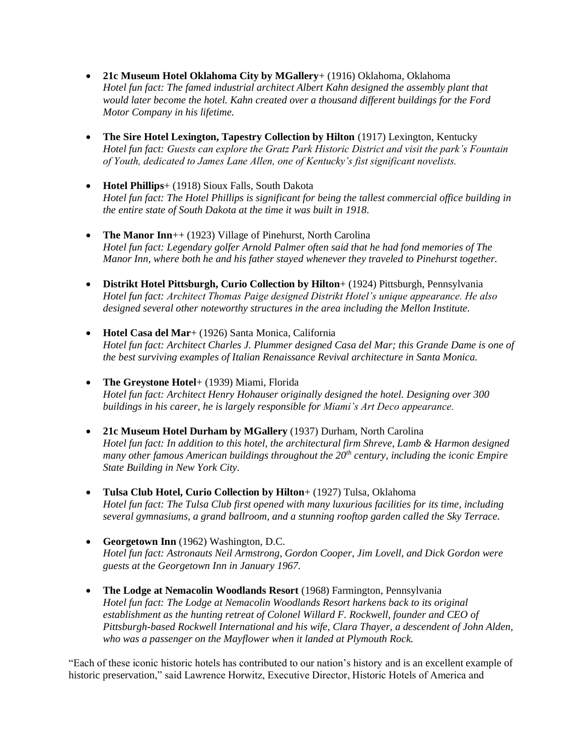- **21c Museum Hotel Oklahoma City by MGallery**+ (1916) Oklahoma, Oklahoma
  *Hotel fun fact: The famed industrial architect Albert Kahn designed the assembly plant that would later become the hotel. Kahn created over a thousand different buildings for the Ford Motor Company in his lifetime.*

- **The Sire Hotel Lexington, Tapestry Collection by Hilton** (1917) Lexington, Kentucky
  *Hotel fun fact: Guests can explore the Gratz Park Historic District and visit the park's Fountain of Youth, dedicated to James Lane Allen, one of Kentucky's fist significant novelists.*

- **Hotel Phillips**+ (1918) Sioux Falls, South Dakota
  *Hotel fun fact: The Hotel Phillips is significant for being the tallest commercial office building in the entire state of South Dakota at the time it was built in 1918.*

- **The Manor Inn**++ (1923) Village of Pinehurst, North Carolina
  *Hotel fun fact: Legendary golfer Arnold Palmer often said that he had fond memories of The Manor Inn, where both he and his father stayed whenever they traveled to Pinehurst together.*

- **Distrikt Hotel Pittsburgh, Curio Collection by Hilton**+ (1924) Pittsburgh, Pennsylvania
  *Hotel fun fact: Architect Thomas Paige designed Distrikt Hotel's unique appearance. He also designed several other noteworthy structures in the area including the Mellon Institute.*

- **Hotel Casa del Mar**+ (1926) Santa Monica, California
  *Hotel fun fact: Architect Charles J. Plummer designed Casa del Mar; this Grande Dame is one of the best surviving examples of Italian Renaissance Revival architecture in Santa Monica.*

- **The Greystone Hotel**+ (1939) Miami, Florida
  *Hotel fun fact: Architect Henry Hohauser originally designed the hotel. Designing over 300 buildings in his career, he is largely responsible for Miami's Art Deco appearance.*

- **21c Museum Hotel Durham by MGallery** (1937) Durham, North Carolina
  *Hotel fun fact: In addition to this hotel, the architectural firm Shreve, Lamb & Harmon designed many other famous American buildings throughout the 20th century, including the iconic Empire State Building in New York City.*

- **Tulsa Club Hotel, Curio Collection by Hilton**+ (1927) Tulsa, Oklahoma
  *Hotel fun fact: The Tulsa Club first opened with many luxurious facilities for its time, including several gymnasiums, a grand ballroom, and a stunning rooftop garden called the Sky Terrace.*

- **Georgetown Inn** (1962) Washington, D.C.
  *Hotel fun fact: Astronauts Neil Armstrong, Gordon Cooper, Jim Lovell, and Dick Gordon were guests at the Georgetown Inn in January 1967.*

- **The Lodge at Nemacolin Woodlands Resort** (1968) Farmington, Pennsylvania
  *Hotel fun fact: The Lodge at Nemacolin Woodlands Resort harkens back to its original establishment as the hunting retreat of Colonel Willard F. Rockwell, founder and CEO of Pittsburgh-based Rockwell International and his wife, Clara Thayer, a descendent of John Alden, who was a passenger on the Mayflower when it landed at Plymouth Rock.*

"Each of these iconic historic hotels has contributed to our nation's history and is an excellent example of historic preservation," said Lawrence Horwitz, Executive Director, Historic Hotels of America and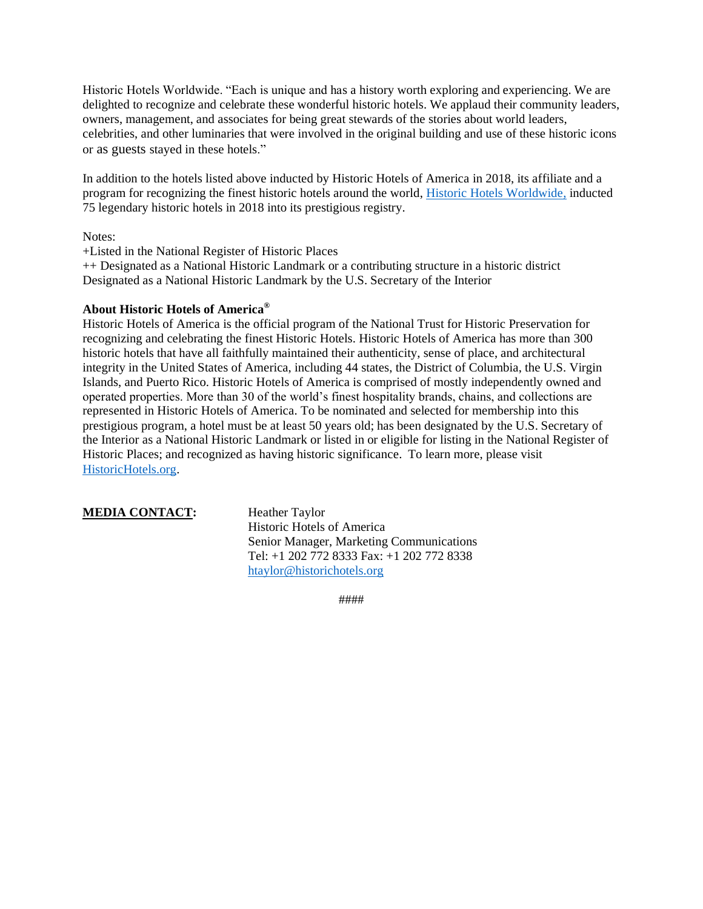Historic Hotels Worldwide. "Each is unique and has a history worth exploring and experiencing. We are delighted to recognize and celebrate these wonderful historic hotels. We applaud their community leaders, owners, management, and associates for being great stewards of the stories about world leaders, celebrities, and other luminaries that were involved in the original building and use of these historic icons or as guests stayed in these hotels."

In addition to the hotels listed above inducted by Historic Hotels of America in 2018, its affiliate and a program for recognizing the finest historic hotels around the world, [Historic Hotels Worldwide,](https://www.historichotelsworldwide.com) inducted 75 legendary historic hotels in 2018 into its prestigious registry.

Notes:
+Listed in the National Register of Historic Places
++ Designated as a National Historic Landmark or a contributing structure in a historic district
Designated as a National Historic Landmark by the U.S. Secretary of the Interior

**About Historic Hotels of America®**
Historic Hotels of America is the official program of the National Trust for Historic Preservation for recognizing and celebrating the finest Historic Hotels. Historic Hotels of America has more than 300 historic hotels that have all faithfully maintained their authenticity, sense of place, and architectural integrity in the United States of America, including 44 states, the District of Columbia, the U.S. Virgin Islands, and Puerto Rico. Historic Hotels of America is comprised of mostly independently owned and operated properties. More than 30 of the world's finest hospitality brands, chains, and collections are represented in Historic Hotels of America. To be nominated and selected for membership into this prestigious program, a hotel must be at least 50 years old; has been designated by the U.S. Secretary of the Interior as a National Historic Landmark or listed in or eligible for listing in the National Register of Historic Places; and recognized as having historic significance. To learn more, please visit [HistoricHotels.org](http://www.historichotels.org).

**MEDIA CONTACT:**

Heather Taylor
Historic Hotels of America
Senior Manager, Marketing Communications
Tel: +1 202 772 8333 Fax: +1 202 772 8338
htaylor@historichotels.org

####